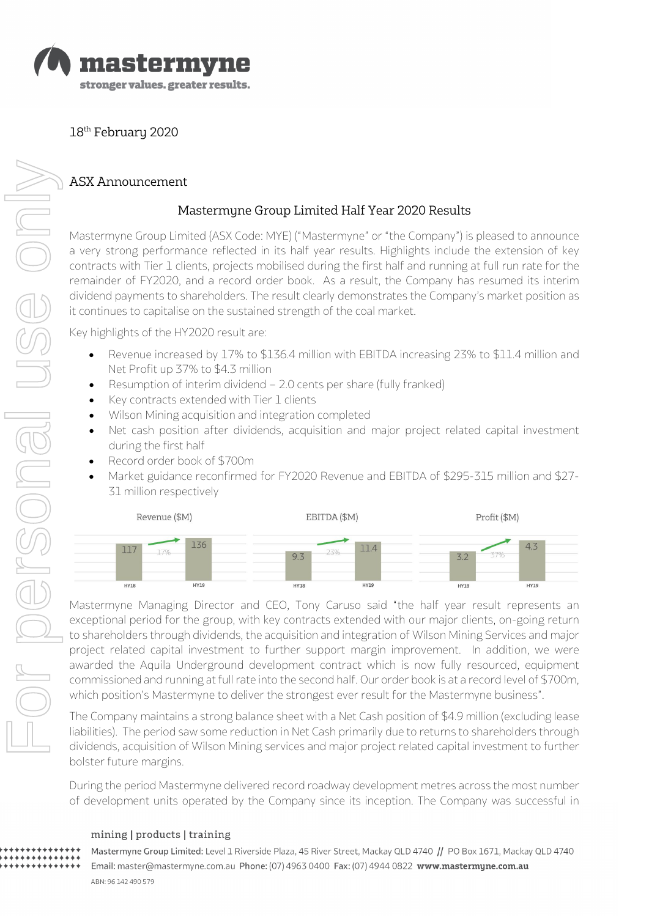18th February 2020

## ASX Announcement

### Mastermyne Group Limited Half Year 2020 Results

Mastermyne Group Limited (ASX Code: MYE) ("Mastermyne" or "the Company") is pleased to announce a very strong performance reflected in its half year results. Highlights include the extension of key contracts with Tier 1 clients, projects mobilised during the first half and running at full run rate for the remainder of FY2020, and a record order book. As a result, the Company has resumed its interim dividend payments to shareholders. The result clearly demonstrates the Company's market position as it continues to capitalise on the sustained strength of the coal market.

Key highlights of the HY2020 result are:

- Revenue increased by 17% to $136.4 million with EBITDA increasing 23% to $11.4 million and Net Profit up 37% to $4.3 million
- Resumption of interim dividend – 2.0 cents per share (fully franked)
- Key contracts extended with Tier 1 clients
- Wilson Mining acquisition and integration completed
- Net cash position after dividends, acquisition and major project related capital investment during the first half
- Record order book of $700m
- Market guidance reconfirmed for FY2020 Revenue and EBITDA of $295-315 million and $27-31 million respectively

| | Revenue ($M) | EBITDA ($M) | Profit ($M) |
|---|---|---|---|
| HY18 | 117 | 9.3 | 3.2 |
| HY19 | 136 | 11.4 | 4.3 |
| Change | 17% | 23% | 37% |

Mastermyne Managing Director and CEO, Tony Caruso said "the half year result represents an exceptional period for the group, with key contracts extended with our major clients, on-going return to shareholders through dividends, the acquisition and integration of Wilson Mining Services and major project related capital investment to further support margin improvement. In addition, we were awarded the Aquila Underground development contract which is now fully resourced, equipment commissioned and running at full rate into the second half. Our order book is at a record level of $700m, which position's Mastermyne to deliver the strongest ever result for the Mastermyne business".

The Company maintains a strong balance sheet with a Net Cash position of $4.9 million (excluding lease liabilities). The period saw some reduction in Net Cash primarily due to returns to shareholders through dividends, acquisition of Wilson Mining services and major project related capital investment to further bolster future margins.

During the period Mastermyne delivered record roadway development metres across the most number of development units operated by the Company since its inception. The Company was successful in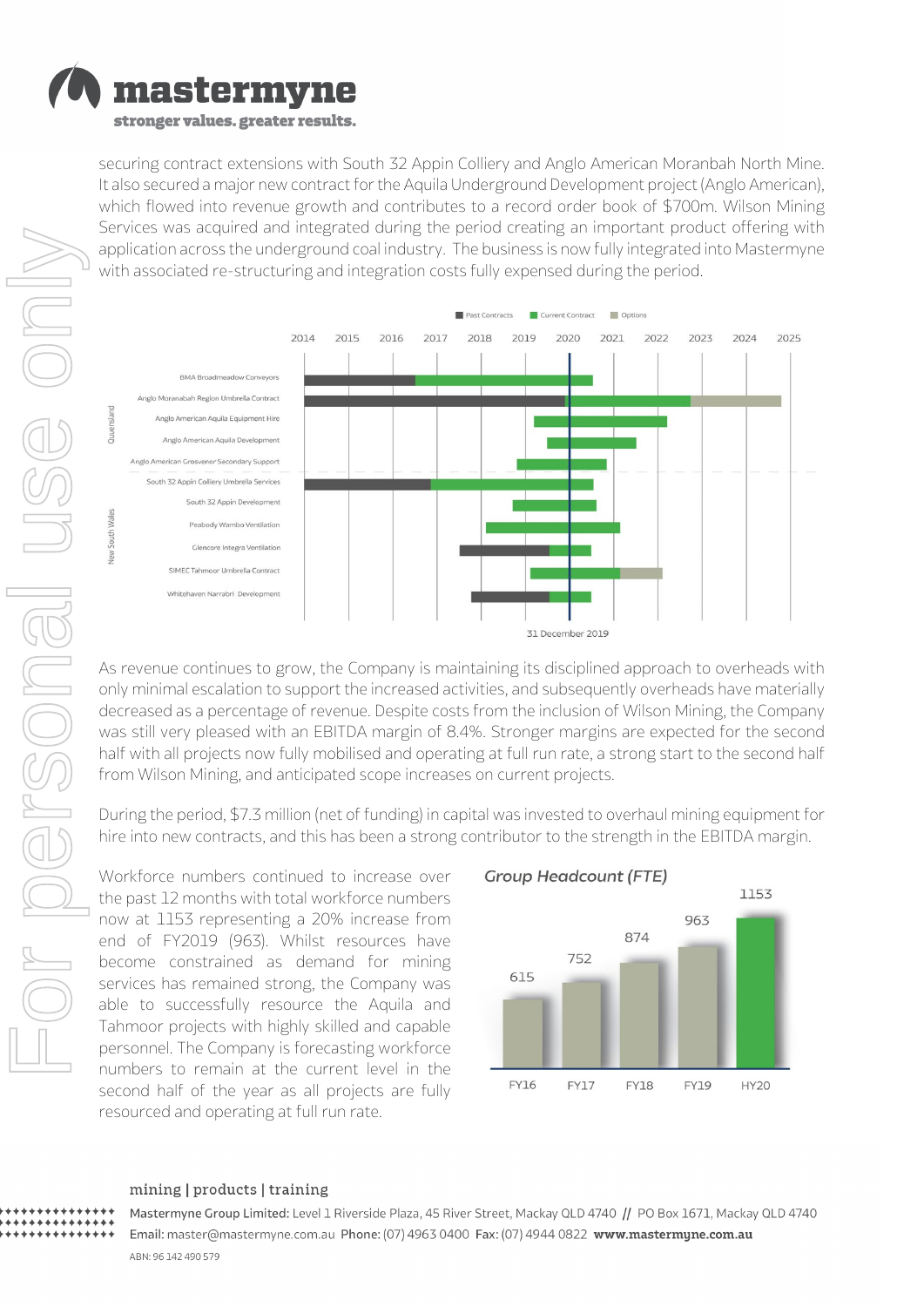securing contract extensions with South 32 Appin Colliery and Anglo American Moranbah North Mine. It also secured a major new contract for the Aquila Underground Development project (Anglo American), which flowed into revenue growth and contributes to a record order book of $700m. Wilson Mining Services was acquired and integrated during the period creating an important product offering with application across the underground coal industry. The business is now fully integrated into Mastermyne with associated re-structuring and integration costs fully expended during the period.

As revenue continues to grow, the Company is maintaining its disciplined approach to overheads with only minimal escalation to support the increased activities, and subsequently overheads have materially decreased as a percentage of revenue. Despite costs from the inclusion of Wilson Mining, the Company was still very pleased with an EBITDA margin of 8.4%. Stronger margins are expected for the second half with all projects now fully mobilised and operating at full run rate, a strong start to the second half from Wilson Mining, and anticipated scope increases on current projects.

During the period, $7.3 million (net of funding) in capital was invested to overhaul mining equipment for hire into new contracts, and this has been a strong contributor to the strength in the EBITDA margin.

Workforce numbers continued to increase over the past 12 months with total workforce numbers now at 1153 representing a 20% increase from end of FY2019 (963). Whilst resources have become constrained as demand for mining services has remained strong, the Company was able to successfully resource the Aquila and Tahmoor projects with highly skilled and capable personnel. The Company is forecasting workforce numbers to remain at the current level in the second half of the year as all projects are fully resourced and operating at full run rate.

**Group Headcount (FTE)**

| FY16 | FY17 | FY18 | FY19 | HY20 |
|---|---|---|---|---|
| 615 | 752 | 874 | 963 | 1153 |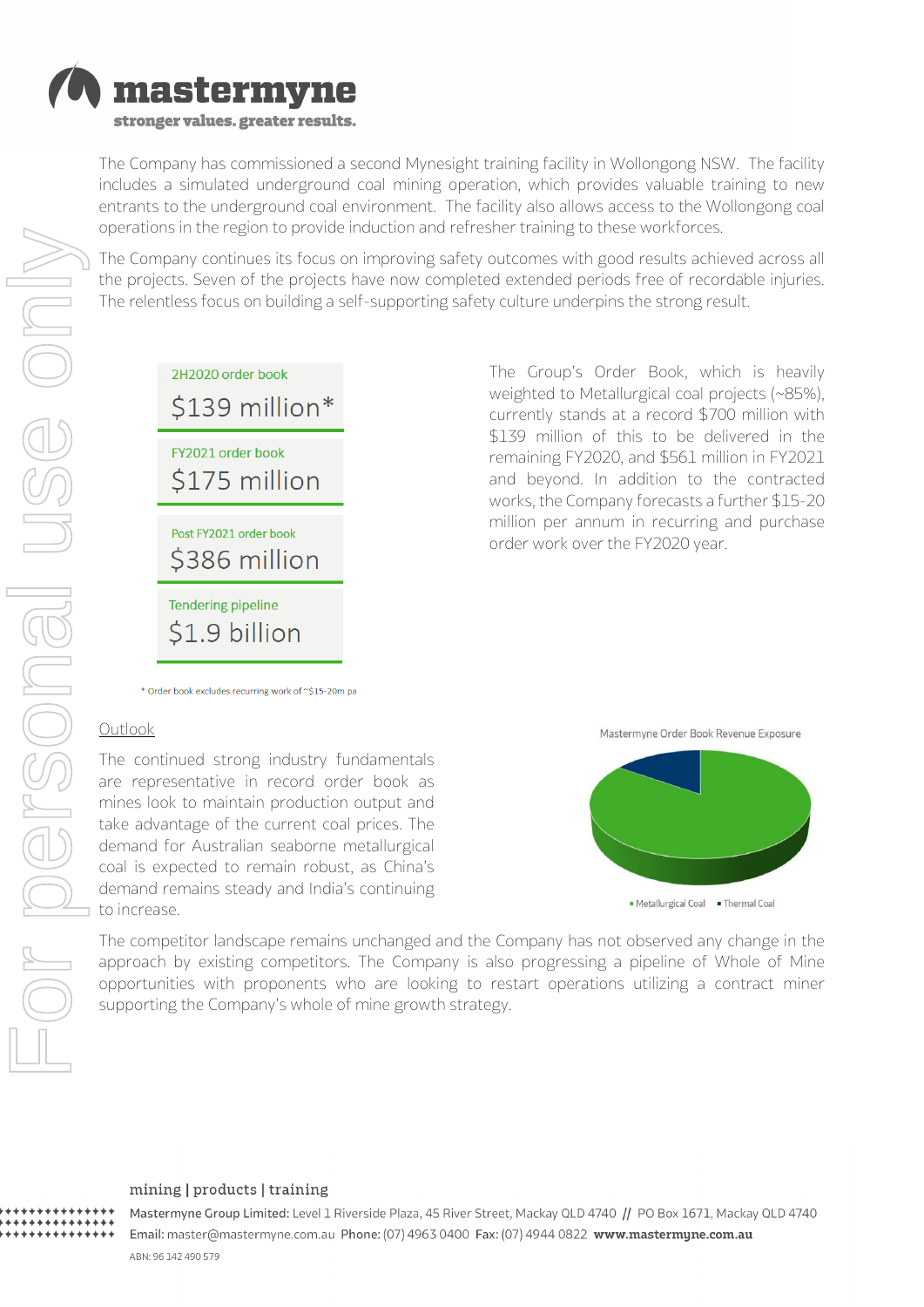The Company has commissioned a second Mynesight training facility in Wollongong NSW. The facility includes a simulated underground coal mining operation, which provides valuable training to new entrants to the underground coal environment. The facility also allows access to the Wollongong coal operations in the region to provide induction and refresher training to these workforces.

The Company continues its focus on improving safety outcomes with good results achieved across all the projects. Seven of the projects have now completed extended periods free of recordable injuries. The relentless focus on building a self-supporting safety culture underpins the strong result.

| | |
|---|---|
| 2H2020 order book | $139 million* |
| FY2021 order book | $175 million |
| Post FY2021 order book | $386 million |
| Tendering pipeline | $1.9 billion |

\* Order book excludes recurring work of ~$15-20m pa

The Group's Order Book, which is heavily weighted to Metallurgical coal projects (~85%), currently stands at a record $700 million with $139 million of this to be delivered in the remaining FY2020, and $561 million in FY2021 and beyond. In addition to the contracted works, the Company forecasts a further $15-20 million per annum in recurring and purchase order work over the FY2020 year.

## Outlook

The continued strong industry fundamentals are representative in record order book as mines look to maintain production output and take advantage of the current coal prices. The demand for Australian seaborne metallurgical coal is expected to remain robust, as China's demand remains steady and India's continuing to increase.

Mastermyne Order Book Revenue Exposure

Metallurgical Coal | Thermal Coal

The competitor landscape remains unchanged and the Company has not observed any change in the approach by existing competitors. The Company is also progressing a pipeline of Whole of Mine opportunities with proponents who are looking to restart operations utilizing a contract miner supporting the Company's whole of mine growth strategy.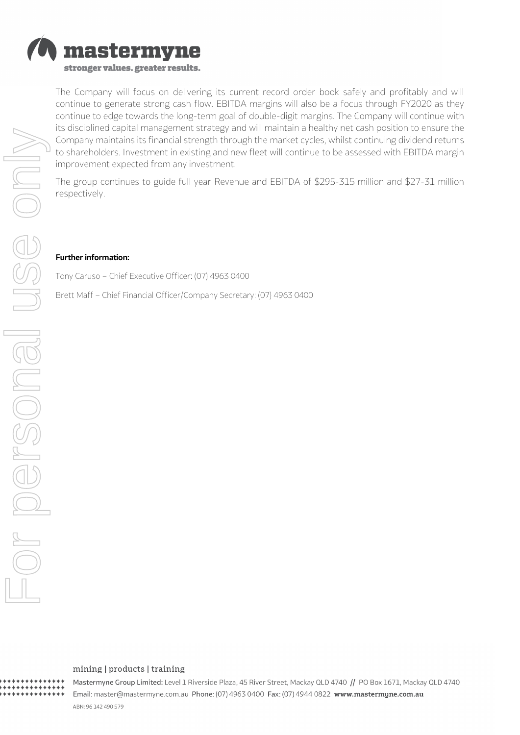The Company will focus on delivering its current record order book safely and profitably and will continue to generate strong cash flow. EBITDA margins will also be a focus through FY2020 as they continue to edge towards the long-term goal of double-digit margins. The Company will continue with its disciplined capital management strategy and will maintain a healthy net cash position to ensure the Company maintains its financial strength through the market cycles, whilst continuing dividend returns to shareholders. Investment in existing and new fleet will continue to be assessed with EBITDA margin improvement expected from any investment.

The group continues to guide full year Revenue and EBITDA of $295-315 million and $27-31 million respectively.

**Further information:**

Tony Caruso – Chief Executive Officer: (07) 4963 0400

Brett Maff – Chief Financial Officer/Company Secretary: (07) 4963 0400